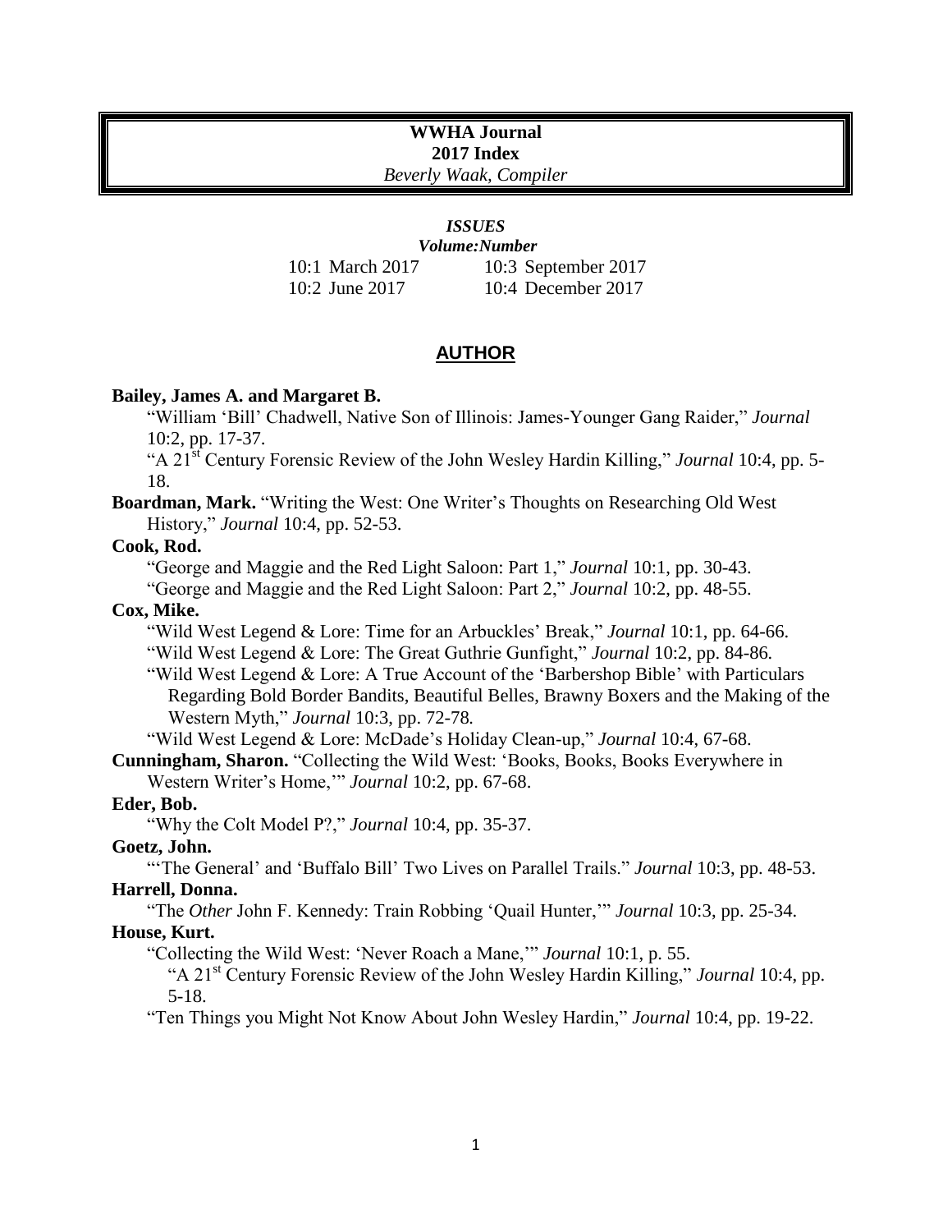**WWHA Journal**
**2017 Index**
*Beverly Waak, Compiler*

***ISSUES***

***Volume:Number***

10:1 March 2017 — 10:3 September 2017

10:2 June 2017 — 10:4 December 2017

## AUTHOR

**Bailey, James A. and Margaret B.**

"William 'Bill' Chadwell, Native Son of Illinois: James-Younger Gang Raider," *Journal* 10:2, pp. 17-37.

"A 21st Century Forensic Review of the John Wesley Hardin Killing," *Journal* 10:4, pp. 5-18.

**Boardman, Mark.** "Writing the West: One Writer's Thoughts on Researching Old West History," *Journal* 10:4, pp. 52-53.

**Cook, Rod.**

"George and Maggie and the Red Light Saloon: Part 1," *Journal* 10:1, pp. 30-43.

"George and Maggie and the Red Light Saloon: Part 2," *Journal* 10:2, pp. 48-55.

**Cox, Mike.**

"Wild West Legend & Lore: Time for an Arbuckles' Break," *Journal* 10:1, pp. 64-66.

"Wild West Legend & Lore: The Great Guthrie Gunfight," *Journal* 10:2, pp. 84-86.

"Wild West Legend & Lore: A True Account of the 'Barbershop Bible' with Particulars Regarding Bold Border Bandits, Beautiful Belles, Brawny Boxers and the Making of the Western Myth," *Journal* 10:3, pp. 72-78.

"Wild West Legend & Lore: McDade's Holiday Clean-up," *Journal* 10:4, 67-68.

**Cunningham, Sharon.** "Collecting the Wild West: 'Books, Books, Books Everywhere in Western Writer's Home,'" *Journal* 10:2, pp. 67-68.

**Eder, Bob.**

"Why the Colt Model P?," *Journal* 10:4, pp. 35-37.

**Goetz, John.**

"'The General' and 'Buffalo Bill' Two Lives on Parallel Trails." *Journal* 10:3, pp. 48-53.

**Harrell, Donna.**

"The *Other* John F. Kennedy: Train Robbing 'Quail Hunter,'" *Journal* 10:3, pp. 25-34.

**House, Kurt.**

"Collecting the Wild West: 'Never Roach a Mane,'" *Journal* 10:1, p. 55.

"A 21st Century Forensic Review of the John Wesley Hardin Killing," *Journal* 10:4, pp. 5-18.

"Ten Things you Might Not Know About John Wesley Hardin," *Journal* 10:4, pp. 19-22.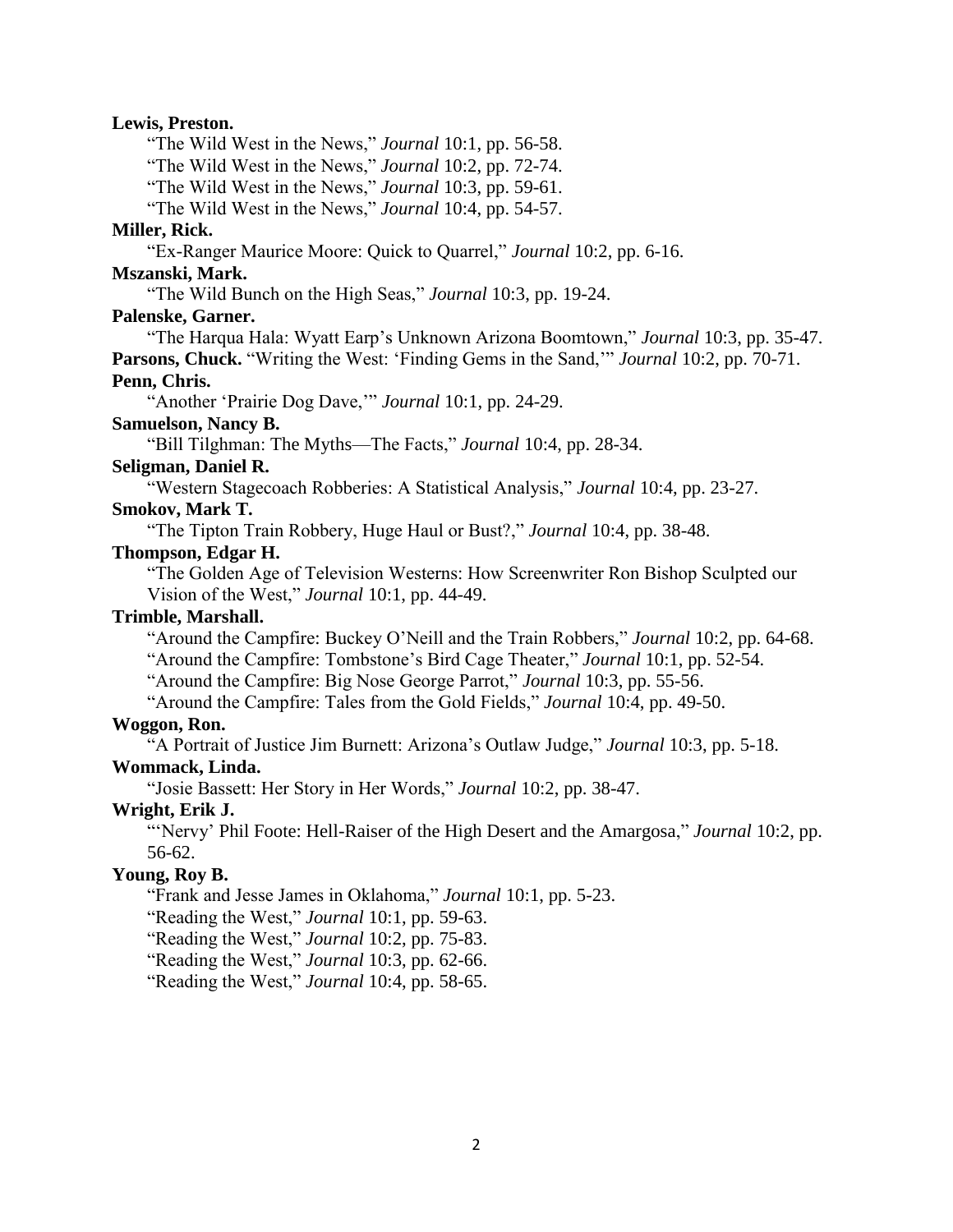**Lewis, Preston.**

“The Wild West in the News,” *Journal* 10:1, pp. 56-58.

“The Wild West in the News,” *Journal* 10:2, pp. 72-74.

“The Wild West in the News,” *Journal* 10:3, pp. 59-61.

“The Wild West in the News,” *Journal* 10:4, pp. 54-57.

**Miller, Rick.**

“Ex-Ranger Maurice Moore: Quick to Quarrel,” *Journal* 10:2, pp. 6-16.

**Mszanski, Mark.**

“The Wild Bunch on the High Seas,” *Journal* 10:3, pp. 19-24.

**Palenske, Garner.**

“The Harqua Hala: Wyatt Earp’s Unknown Arizona Boomtown,” *Journal* 10:3, pp. 35-47.

**Parsons, Chuck.** “Writing the West: ‘Finding Gems in the Sand,’” *Journal* 10:2, pp. 70-71.

**Penn, Chris.**

“Another ‘Prairie Dog Dave,’” *Journal* 10:1, pp. 24-29.

**Samuelson, Nancy B.**

“Bill Tilghman: The Myths—The Facts,” *Journal* 10:4, pp. 28-34.

**Seligman, Daniel R.**

“Western Stagecoach Robberies: A Statistical Analysis,” *Journal* 10:4, pp. 23-27.

**Smokov, Mark T.**

“The Tipton Train Robbery, Huge Haul or Bust?,” *Journal* 10:4, pp. 38-48.

**Thompson, Edgar H.**

“The Golden Age of Television Westerns: How Screenwriter Ron Bishop Sculpted our Vision of the West,” *Journal* 10:1, pp. 44-49.

**Trimble, Marshall.**

“Around the Campfire: Buckey O’Neill and the Train Robbers,” *Journal* 10:2, pp. 64-68.

“Around the Campfire: Tombstone’s Bird Cage Theater,” *Journal* 10:1, pp. 52-54.

“Around the Campfire: Big Nose George Parrot,” *Journal* 10:3, pp. 55-56.

“Around the Campfire: Tales from the Gold Fields,” *Journal* 10:4, pp. 49-50.

**Woggon, Ron.**

“A Portrait of Justice Jim Burnett: Arizona’s Outlaw Judge,” *Journal* 10:3, pp. 5-18.

**Wommack, Linda.**

“Josie Bassett: Her Story in Her Words,” *Journal* 10:2, pp. 38-47.

**Wright, Erik J.**

“‘Nervy’ Phil Foote: Hell-Raiser of the High Desert and the Amargosa,” *Journal* 10:2, pp. 56-62.

**Young, Roy B.**

“Frank and Jesse James in Oklahoma,” *Journal* 10:1, pp. 5-23.

“Reading the West,” *Journal* 10:1, pp. 59-63.

“Reading the West,” *Journal* 10:2, pp. 75-83.

“Reading the West,” *Journal* 10:3, pp. 62-66.

“Reading the West,” *Journal* 10:4, pp. 58-65.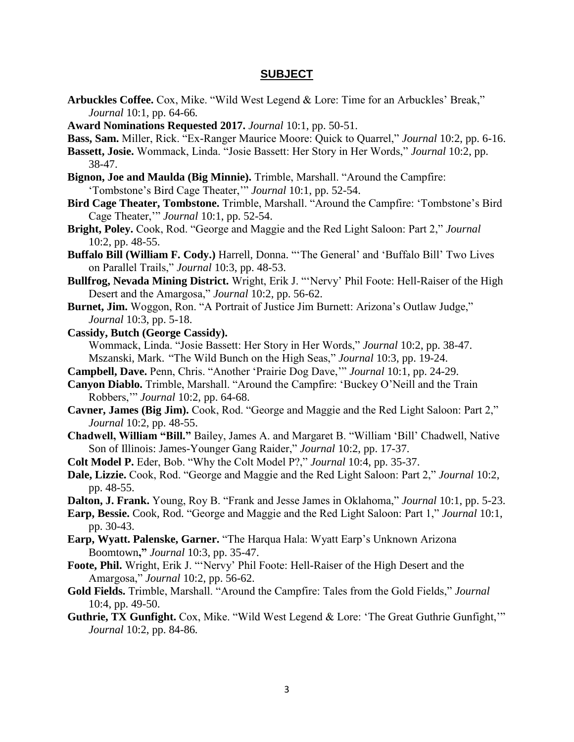## SUBJECT

**Arbuckles Coffee.** Cox, Mike. "Wild West Legend & Lore: Time for an Arbuckles' Break," *Journal* 10:1, pp. 64-66.

**Award Nominations Requested 2017.** *Journal* 10:1, pp. 50-51.

**Bass, Sam.** Miller, Rick. "Ex-Ranger Maurice Moore: Quick to Quarrel," *Journal* 10:2, pp. 6-16.

**Bassett, Josie.** Wommack, Linda. "Josie Bassett: Her Story in Her Words," *Journal* 10:2, pp. 38-47.

**Bignon, Joe and Maulda (Big Minnie).** Trimble, Marshall. "Around the Campfire: 'Tombstone's Bird Cage Theater,'" *Journal* 10:1, pp. 52-54.

**Bird Cage Theater, Tombstone.** Trimble, Marshall. "Around the Campfire: 'Tombstone's Bird Cage Theater,'" *Journal* 10:1, pp. 52-54.

**Bright, Poley.** Cook, Rod. "George and Maggie and the Red Light Saloon: Part 2," *Journal* 10:2, pp. 48-55.

**Buffalo Bill (William F. Cody.)** Harrell, Donna. "'The General' and 'Buffalo Bill' Two Lives on Parallel Trails," *Journal* 10:3, pp. 48-53.

**Bullfrog, Nevada Mining District.** Wright, Erik J. "'Nervy' Phil Foote: Hell-Raiser of the High Desert and the Amargosa," *Journal* 10:2, pp. 56-62.

**Burnet, Jim.** Woggon, Ron. "A Portrait of Justice Jim Burnett: Arizona's Outlaw Judge," *Journal* 10:3, pp. 5-18.

**Cassidy, Butch (George Cassidy).**
Wommack, Linda. "Josie Bassett: Her Story in Her Words," *Journal* 10:2, pp. 38-47.
Mszanski, Mark. "The Wild Bunch on the High Seas," *Journal* 10:3, pp. 19-24.

**Campbell, Dave.** Penn, Chris. "Another 'Prairie Dog Dave,'" *Journal* 10:1, pp. 24-29.

**Canyon Diablo.** Trimble, Marshall. "Around the Campfire: 'Buckey O'Neill and the Train Robbers,'" *Journal* 10:2, pp. 64-68.

**Cavner, James (Big Jim).** Cook, Rod. "George and Maggie and the Red Light Saloon: Part 2," *Journal* 10:2, pp. 48-55.

**Chadwell, William "Bill."** Bailey, James A. and Margaret B. "William 'Bill' Chadwell, Native Son of Illinois: James-Younger Gang Raider," *Journal* 10:2, pp. 17-37.

**Colt Model P.** Eder, Bob. "Why the Colt Model P?," *Journal* 10:4, pp. 35-37.

**Dale, Lizzie.** Cook, Rod. "George and Maggie and the Red Light Saloon: Part 2," *Journal* 10:2, pp. 48-55.

**Dalton, J. Frank.** Young, Roy B. "Frank and Jesse James in Oklahoma," *Journal* 10:1, pp. 5-23.

**Earp, Bessie.** Cook, Rod. "George and Maggie and the Red Light Saloon: Part 1," *Journal* 10:1, pp. 30-43.

**Earp, Wyatt. Palenske, Garner.** "The Harqua Hala: Wyatt Earp's Unknown Arizona Boomtown**,"** *Journal* 10:3, pp. 35-47.

**Foote, Phil.** Wright, Erik J. "'Nervy' Phil Foote: Hell-Raiser of the High Desert and the Amargosa," *Journal* 10:2, pp. 56-62.

**Gold Fields.** Trimble, Marshall. "Around the Campfire: Tales from the Gold Fields," *Journal* 10:4, pp. 49-50.

**Guthrie, TX Gunfight.** Cox, Mike. "Wild West Legend & Lore: 'The Great Guthrie Gunfight,'" *Journal* 10:2, pp. 84-86.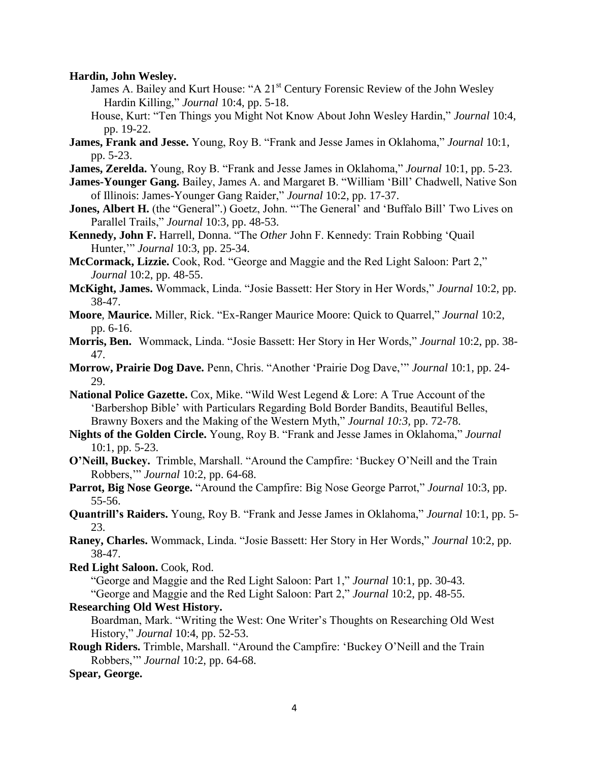**Hardin, John Wesley.**

James A. Bailey and Kurt House: "A 21st Century Forensic Review of the John Wesley Hardin Killing," *Journal* 10:4, pp. 5-18.

House, Kurt: "Ten Things you Might Not Know About John Wesley Hardin," *Journal* 10:4, pp. 19-22.

**James, Frank and Jesse.** Young, Roy B. "Frank and Jesse James in Oklahoma," *Journal* 10:1, pp. 5-23.

**James, Zerelda.** Young, Roy B. "Frank and Jesse James in Oklahoma," *Journal* 10:1, pp. 5-23.

**James-Younger Gang.** Bailey, James A. and Margaret B. "William 'Bill' Chadwell, Native Son of Illinois: James-Younger Gang Raider," *Journal* 10:2, pp. 17-37.

**Jones, Albert H.** (the "General".) Goetz, John. "'The General' and 'Buffalo Bill' Two Lives on Parallel Trails," *Journal* 10:3, pp. 48-53.

**Kennedy, John F.** Harrell, Donna. "The *Other* John F. Kennedy: Train Robbing 'Quail Hunter,'" *Journal* 10:3, pp. 25-34.

**McCormack, Lizzie.** Cook, Rod. "George and Maggie and the Red Light Saloon: Part 2," *Journal* 10:2, pp. 48-55.

**McKight, James.** Wommack, Linda. "Josie Bassett: Her Story in Her Words," *Journal* 10:2, pp. 38-47.

**Moore**, **Maurice.** Miller, Rick. "Ex-Ranger Maurice Moore: Quick to Quarrel," *Journal* 10:2, pp. 6-16.

**Morris, Ben.** Wommack, Linda. "Josie Bassett: Her Story in Her Words," *Journal* 10:2, pp. 38-47.

**Morrow, Prairie Dog Dave.** Penn, Chris. "Another 'Prairie Dog Dave,'" *Journal* 10:1, pp. 24-29.

**National Police Gazette.** Cox, Mike. "Wild West Legend & Lore: A True Account of the 'Barbershop Bible' with Particulars Regarding Bold Border Bandits, Beautiful Belles, Brawny Boxers and the Making of the Western Myth," *Journal 10:3*, pp. 72-78.

**Nights of the Golden Circle.** Young, Roy B. "Frank and Jesse James in Oklahoma," *Journal* 10:1, pp. 5-23.

**O'Neill, Buckey.** Trimble, Marshall. "Around the Campfire: 'Buckey O'Neill and the Train Robbers,'" *Journal* 10:2, pp. 64-68.

**Parrot, Big Nose George.** "Around the Campfire: Big Nose George Parrot," *Journal* 10:3, pp. 55-56.

**Quantrill's Raiders.** Young, Roy B. "Frank and Jesse James in Oklahoma," *Journal* 10:1, pp. 5-23.

**Raney, Charles.** Wommack, Linda. "Josie Bassett: Her Story in Her Words," *Journal* 10:2, pp. 38-47.

**Red Light Saloon.** Cook, Rod.

"George and Maggie and the Red Light Saloon: Part 1," *Journal* 10:1, pp. 30-43.

"George and Maggie and the Red Light Saloon: Part 2," *Journal* 10:2, pp. 48-55.

**Researching Old West History.**

Boardman, Mark. "Writing the West: One Writer's Thoughts on Researching Old West History," *Journal* 10:4, pp. 52-53.

**Rough Riders.** Trimble, Marshall. "Around the Campfire: 'Buckey O'Neill and the Train Robbers,'" *Journal* 10:2, pp. 64-68.

**Spear, George.**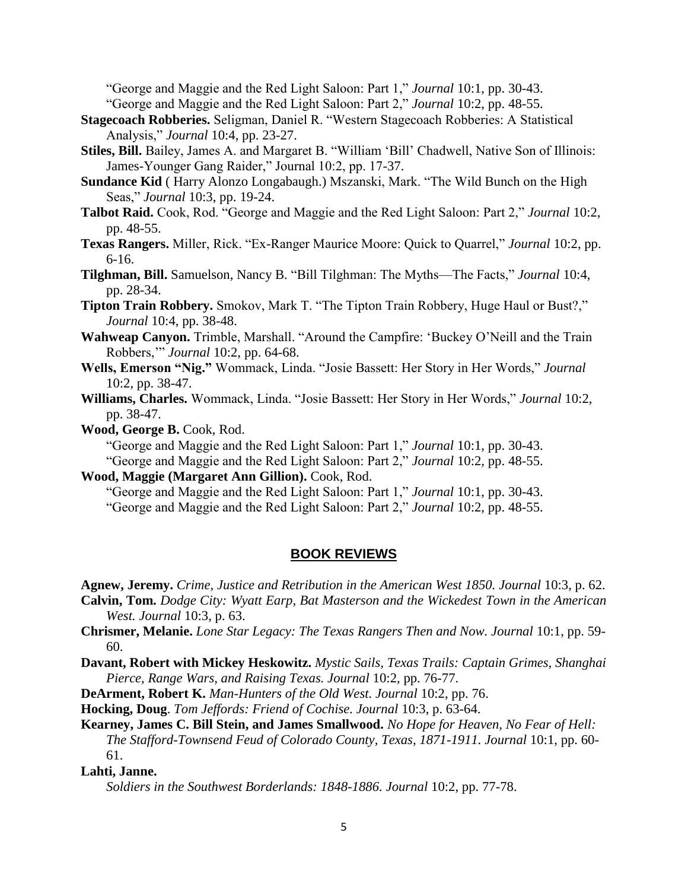"George and Maggie and the Red Light Saloon: Part 1," *Journal* 10:1, pp. 30-43.
"George and Maggie and the Red Light Saloon: Part 2," *Journal* 10:2, pp. 48-55.

**Stagecoach Robberies.** Seligman, Daniel R. "Western Stagecoach Robberies: A Statistical Analysis," *Journal* 10:4, pp. 23-27.

**Stiles, Bill.** Bailey, James A. and Margaret B. "William 'Bill' Chadwell, Native Son of Illinois: James-Younger Gang Raider," Journal 10:2, pp. 17-37.

**Sundance Kid** ( Harry Alonzo Longabaugh.) Mszanski, Mark. "The Wild Bunch on the High Seas," *Journal* 10:3, pp. 19-24.

**Talbot Raid.** Cook, Rod. "George and Maggie and the Red Light Saloon: Part 2," *Journal* 10:2, pp. 48-55.

**Texas Rangers.** Miller, Rick. "Ex-Ranger Maurice Moore: Quick to Quarrel," *Journal* 10:2, pp. 6-16.

**Tilghman, Bill.** Samuelson, Nancy B. "Bill Tilghman: The Myths—The Facts," *Journal* 10:4, pp. 28-34.

**Tipton Train Robbery.** Smokov, Mark T. "The Tipton Train Robbery, Huge Haul or Bust?," *Journal* 10:4, pp. 38-48.

**Wahweap Canyon.** Trimble, Marshall. "Around the Campfire: 'Buckey O'Neill and the Train Robbers,'" *Journal* 10:2, pp. 64-68.

**Wells, Emerson "Nig."** Wommack, Linda. "Josie Bassett: Her Story in Her Words," *Journal* 10:2, pp. 38-47.

**Williams, Charles.** Wommack, Linda. "Josie Bassett: Her Story in Her Words," *Journal* 10:2, pp. 38-47.

**Wood, George B.** Cook, Rod.
"George and Maggie and the Red Light Saloon: Part 1," *Journal* 10:1, pp. 30-43.
"George and Maggie and the Red Light Saloon: Part 2," *Journal* 10:2, pp. 48-55.

**Wood, Maggie (Margaret Ann Gillion).** Cook, Rod.
"George and Maggie and the Red Light Saloon: Part 1," *Journal* 10:1, pp. 30-43.
"George and Maggie and the Red Light Saloon: Part 2," *Journal* 10:2, pp. 48-55.

## BOOK REVIEWS

**Agnew, Jeremy.** *Crime, Justice and Retribution in the American West 1850. Journal* 10:3, p. 62.

**Calvin, Tom.** *Dodge City: Wyatt Earp, Bat Masterson and the Wickedest Town in the American West. Journal* 10:3, p. 63.

**Chrismer, Melanie.** *Lone Star Legacy: The Texas Rangers Then and Now. Journal* 10:1, pp. 59-60.

**Davant, Robert with Mickey Heskowitz.** *Mystic Sails, Texas Trails: Captain Grimes, Shanghai Pierce, Range Wars, and Raising Texas. Journal* 10:2, pp. 76-77.

**DeArment, Robert K.** *Man-Hunters of the Old West. Journal* 10:2, pp. 76.

**Hocking, Doug**. *Tom Jeffords: Friend of Cochise. Journal* 10:3, p. 63-64.

**Kearney, James C. Bill Stein, and James Smallwood.** *No Hope for Heaven, No Fear of Hell: The Stafford-Townsend Feud of Colorado County, Texas, 1871-1911. Journal* 10:1, pp. 60-61.

**Lahti, Janne.**
*Soldiers in the Southwest Borderlands: 1848-1886. Journal* 10:2, pp. 77-78.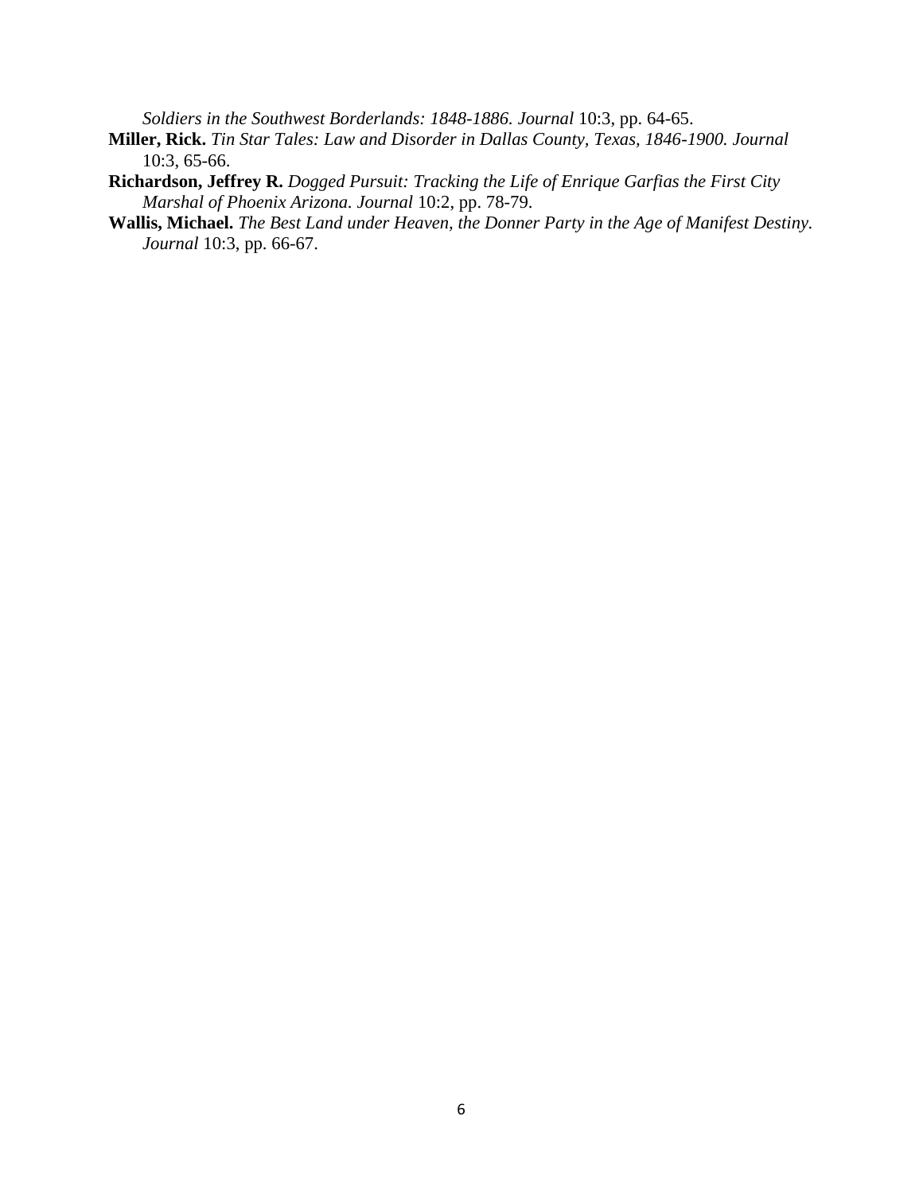*Soldiers in the Southwest Borderlands: 1848-1886. Journal* 10:3, pp. 64-65.

**Miller, Rick.** *Tin Star Tales: Law and Disorder in Dallas County, Texas, 1846-1900. Journal* 10:3, 65-66.

**Richardson, Jeffrey R.** *Dogged Pursuit: Tracking the Life of Enrique Garfias the First City Marshal of Phoenix Arizona. Journal* 10:2, pp. 78-79.

**Wallis, Michael.** *The Best Land under Heaven, the Donner Party in the Age of Manifest Destiny. Journal* 10:3, pp. 66-67.